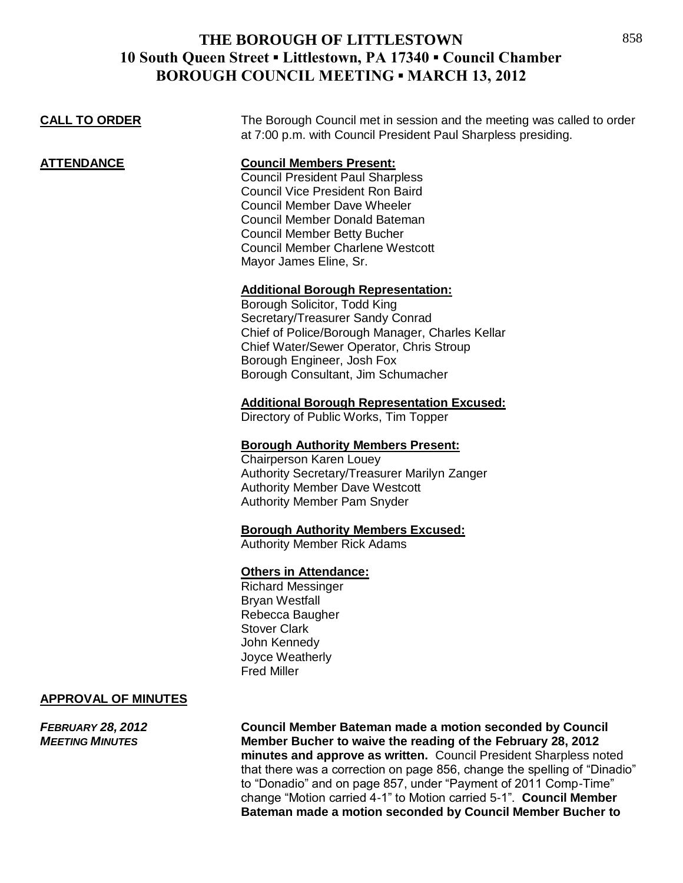# THE BOROUGH OF LITTLESTOWN
## 10 South Queen Street ▪ Littlestown, PA 17340 ▪ Council Chamber
## BOROUGH COUNCIL MEETING ▪ MARCH 13, 2012

**CALL TO ORDER**

The Borough Council met in session and the meeting was called to order at 7:00 p.m. with Council President Paul Sharpless presiding.

**ATTENDANCE**

**Council Members Present:**

Council President Paul Sharpless
Council Vice President Ron Baird
Council Member Dave Wheeler
Council Member Donald Bateman
Council Member Betty Bucher
Council Member Charlene Westcott
Mayor James Eline, Sr.

**Additional Borough Representation:**

Borough Solicitor, Todd King
Secretary/Treasurer Sandy Conrad
Chief of Police/Borough Manager, Charles Kellar
Chief Water/Sewer Operator, Chris Stroup
Borough Engineer, Josh Fox
Borough Consultant, Jim Schumacher

**Additional Borough Representation Excused:**

Directory of Public Works, Tim Topper

**Borough Authority Members Present:**

Chairperson Karen Louey
Authority Secretary/Treasurer Marilyn Zanger
Authority Member Dave Westcott
Authority Member Pam Snyder

**Borough Authority Members Excused:**

Authority Member Rick Adams

**Others in Attendance:**

Richard Messinger
Bryan Westfall
Rebecca Baugher
Stover Clark
John Kennedy
Joyce Weatherly
Fred Miller

**APPROVAL OF MINUTES**

***FEBRUARY 28, 2012 MEETING MINUTES***

**Council Member Bateman made a motion seconded by Council Member Bucher to waive the reading of the February 28, 2012 minutes and approve as written.** Council President Sharpless noted that there was a correction on page 856, change the spelling of "Dinadio" to "Donadio" and on page 857, under "Payment of 2011 Comp-Time" change "Motion carried 4-1" to Motion carried 5-1". **Council Member Bateman made a motion seconded by Council Member Bucher to**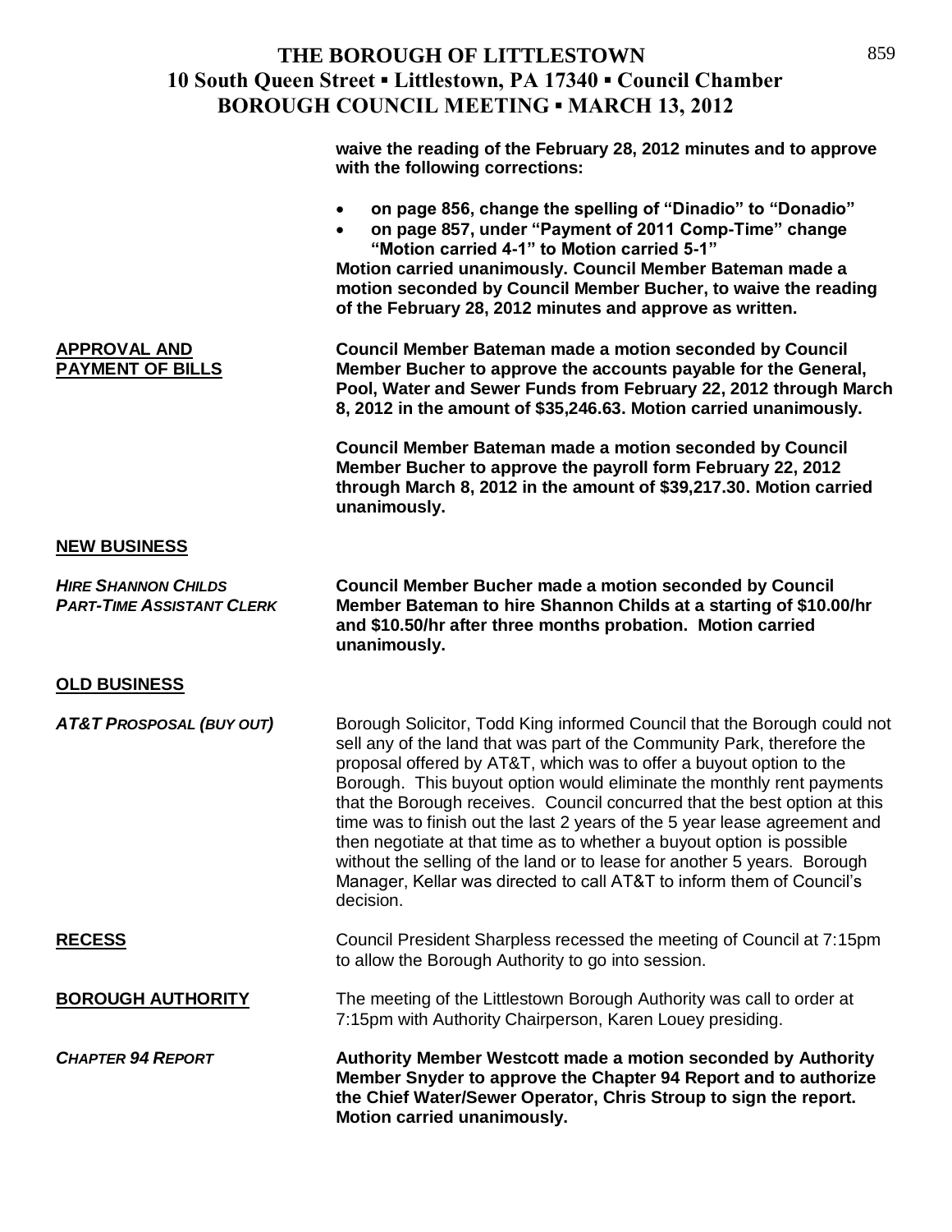**waive the reading of the February 28, 2012 minutes and to approve with the following corrections:**

- **on page 856, change the spelling of "Dinadio" to "Donadio"**
- **on page 857, under "Payment of 2011 Comp-Time" change "Motion carried 4-1" to Motion carried 5-1"**

**Motion carried unanimously. Council Member Bateman made a motion seconded by Council Member Bucher, to waive the reading of the February 28, 2012 minutes and approve as written.**

**APPROVAL AND PAYMENT OF BILLS**

**Council Member Bateman made a motion seconded by Council Member Bucher to approve the accounts payable for the General, Pool, Water and Sewer Funds from February 22, 2012 through March 8, 2012 in the amount of $35,246.63. Motion carried unanimously.**

**Council Member Bateman made a motion seconded by Council Member Bucher to approve the payroll form February 22, 2012 through March 8, 2012 in the amount of $39,217.30. Motion carried unanimously.**

**NEW BUSINESS**

***HIRE SHANNON CHILDS PART-TIME ASSISTANT CLERK***

**Council Member Bucher made a motion seconded by Council Member Bateman to hire Shannon Childs at a starting of $10.00/hr and $10.50/hr after three months probation. Motion carried unanimously.**

**OLD BUSINESS**

***AT&T PROSPOSAL (BUY OUT)***

Borough Solicitor, Todd King informed Council that the Borough could not sell any of the land that was part of the Community Park, therefore the proposal offered by AT&T, which was to offer a buyout option to the Borough. This buyout option would eliminate the monthly rent payments that the Borough receives. Council concurred that the best option at this time was to finish out the last 2 years of the 5 year lease agreement and then negotiate at that time as to whether a buyout option is possible without the selling of the land or to lease for another 5 years. Borough Manager, Kellar was directed to call AT&T to inform them of Council's decision.

**RECESS**

Council President Sharpless recessed the meeting of Council at 7:15pm to allow the Borough Authority to go into session.

**BOROUGH AUTHORITY**

The meeting of the Littlestown Borough Authority was call to order at 7:15pm with Authority Chairperson, Karen Louey presiding.

***CHAPTER 94 REPORT***

**Authority Member Westcott made a motion seconded by Authority Member Snyder to approve the Chapter 94 Report and to authorize the Chief Water/Sewer Operator, Chris Stroup to sign the report. Motion carried unanimously.**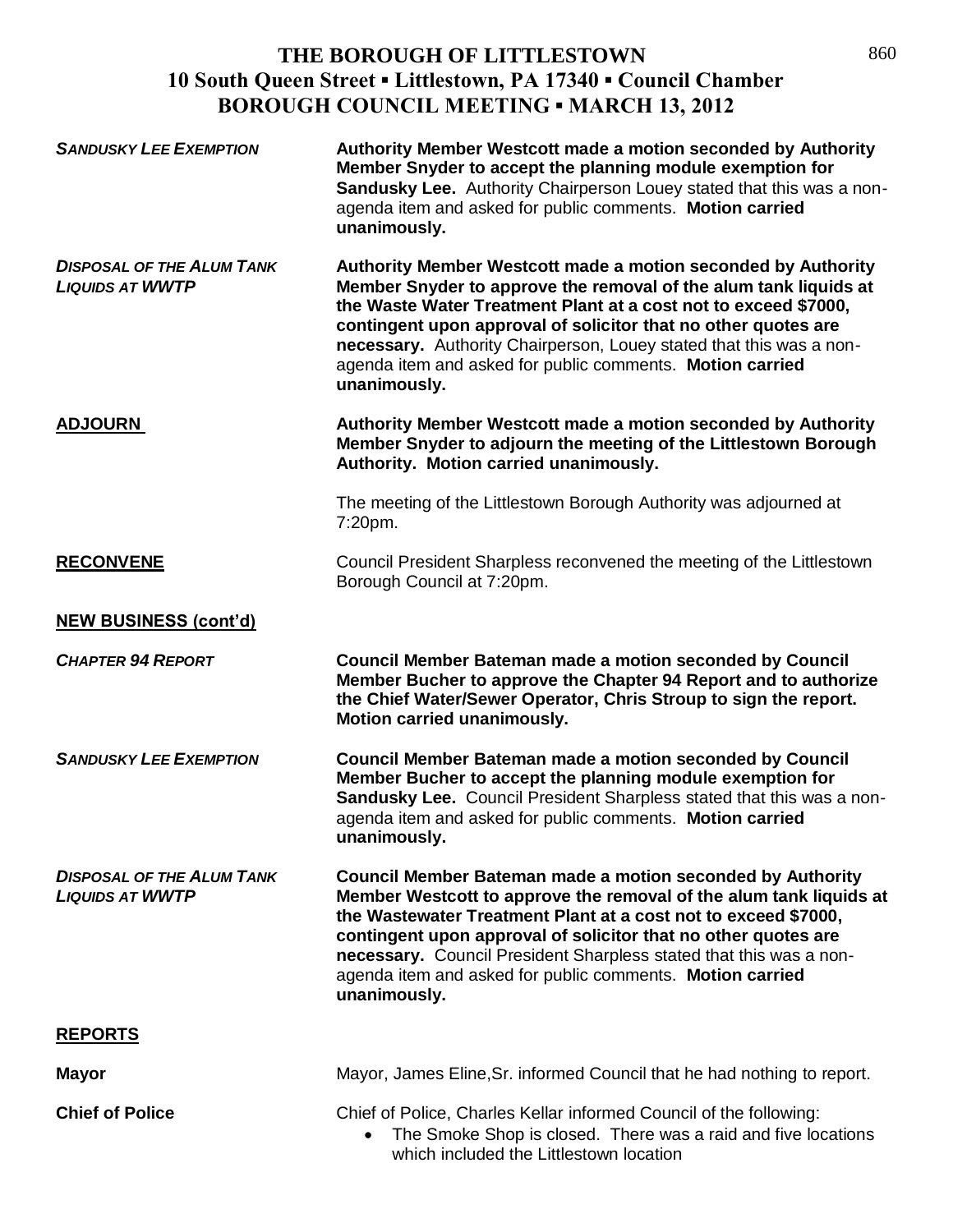# THE BOROUGH OF LITTLESTOWN
## 10 South Queen Street ▪ Littlestown, PA 17340 ▪ Council Chamber
## BOROUGH COUNCIL MEETING ▪ MARCH 13, 2012

***SANDUSKY LEE EXEMPTION***

**Authority Member Westcott made a motion seconded by Authority Member Snyder to accept the planning module exemption for Sandusky Lee.** Authority Chairperson Louey stated that this was a non-agenda item and asked for public comments. **Motion carried unanimously.**

***DISPOSAL OF THE ALUM TANK LIQUIDS AT WWTP***

**Authority Member Westcott made a motion seconded by Authority Member Snyder to approve the removal of the alum tank liquids at the Waste Water Treatment Plant at a cost not to exceed $7000, contingent upon approval of solicitor that no other quotes are necessary.** Authority Chairperson, Louey stated that this was a non-agenda item and asked for public comments. **Motion carried unanimously.**

**ADJOURN**

**Authority Member Westcott made a motion seconded by Authority Member Snyder to adjourn the meeting of the Littlestown Borough Authority. Motion carried unanimously.**

The meeting of the Littlestown Borough Authority was adjourned at 7:20pm.

**RECONVENE**

Council President Sharpless reconvened the meeting of the Littlestown Borough Council at 7:20pm.

**NEW BUSINESS (cont'd)**

***CHAPTER 94 REPORT***

**Council Member Bateman made a motion seconded by Council Member Bucher to approve the Chapter 94 Report and to authorize the Chief Water/Sewer Operator, Chris Stroup to sign the report. Motion carried unanimously.**

***SANDUSKY LEE EXEMPTION***

**Council Member Bateman made a motion seconded by Council Member Bucher to accept the planning module exemption for Sandusky Lee.** Council President Sharpless stated that this was a non-agenda item and asked for public comments. **Motion carried unanimously.**

***DISPOSAL OF THE ALUM TANK LIQUIDS AT WWTP***

**Council Member Bateman made a motion seconded by Authority Member Westcott to approve the removal of the alum tank liquids at the Wastewater Treatment Plant at a cost not to exceed $7000, contingent upon approval of solicitor that no other quotes are necessary.** Council President Sharpless stated that this was a non-agenda item and asked for public comments. **Motion carried unanimously.**

**REPORTS**

**Mayor**

Mayor, James Eline,Sr. informed Council that he had nothing to report.

**Chief of Police**

Chief of Police, Charles Kellar informed Council of the following:

- The Smoke Shop is closed. There was a raid and five locations which included the Littlestown location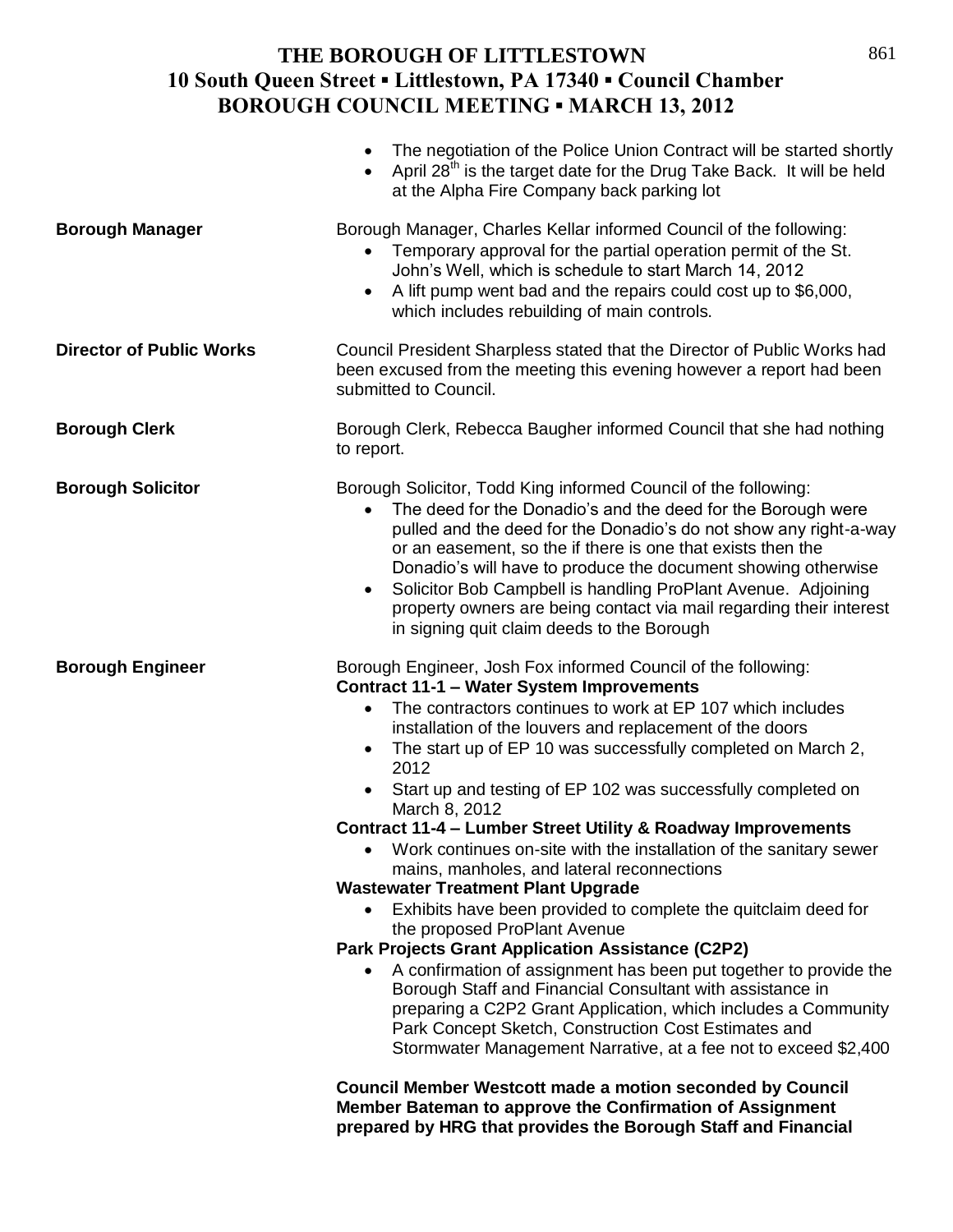- The negotiation of the Police Union Contract will be started shortly
- April 28th is the target date for the Drug Take Back. It will be held at the Alpha Fire Company back parking lot

**Borough Manager**

Borough Manager, Charles Kellar informed Council of the following:

- Temporary approval for the partial operation permit of the St. John's Well, which is schedule to start March 14, 2012
- A lift pump went bad and the repairs could cost up to $6,000, which includes rebuilding of main controls.

**Director of Public Works**

Council President Sharpless stated that the Director of Public Works had been excused from the meeting this evening however a report had been submitted to Council.

**Borough Clerk**

Borough Clerk, Rebecca Baugher informed Council that she had nothing to report.

**Borough Solicitor**

Borough Solicitor, Todd King informed Council of the following:

- The deed for the Donadio's and the deed for the Borough were pulled and the deed for the Donadio's do not show any right-a-way or an easement, so the if there is one that exists then the Donadio's will have to produce the document showing otherwise
- Solicitor Bob Campbell is handling ProPlant Avenue. Adjoining property owners are being contact via mail regarding their interest in signing quit claim deeds to the Borough

**Borough Engineer**

Borough Engineer, Josh Fox informed Council of the following:

**Contract 11-1 – Water System Improvements**

- The contractors continues to work at EP 107 which includes installation of the louvers and replacement of the doors
- The start up of EP 10 was successfully completed on March 2, 2012
- Start up and testing of EP 102 was successfully completed on March 8, 2012

**Contract 11-4 – Lumber Street Utility & Roadway Improvements**

- Work continues on-site with the installation of the sanitary sewer mains, manholes, and lateral reconnections

**Wastewater Treatment Plant Upgrade**

- Exhibits have been provided to complete the quitclaim deed for the proposed ProPlant Avenue

**Park Projects Grant Application Assistance (C2P2)**

- A confirmation of assignment has been put together to provide the Borough Staff and Financial Consultant with assistance in preparing a C2P2 Grant Application, which includes a Community Park Concept Sketch, Construction Cost Estimates and Stormwater Management Narrative, at a fee not to exceed $2,400

**Council Member Westcott made a motion seconded by Council Member Bateman to approve the Confirmation of Assignment prepared by HRG that provides the Borough Staff and Financial**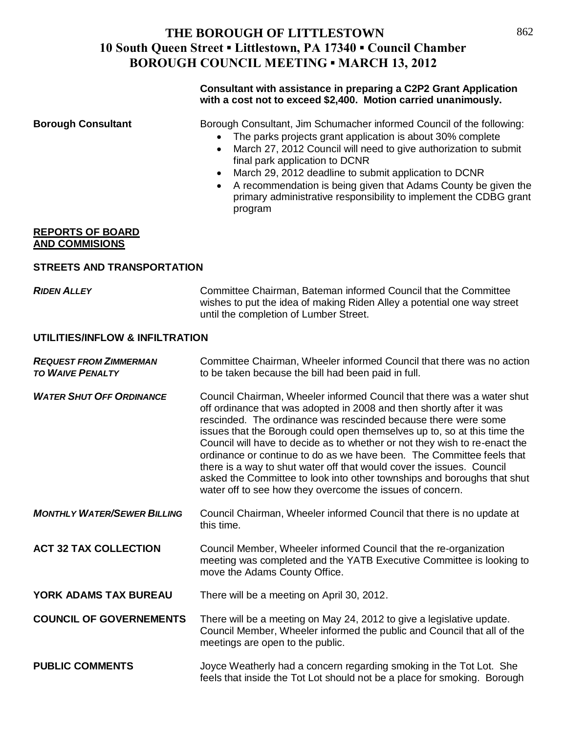**Consultant with assistance in preparing a C2P2 Grant Application with a cost not to exceed $2,400. Motion carried unanimously.**

**Borough Consultant** Borough Consultant, Jim Schumacher informed Council of the following:

- The parks projects grant application is about 30% complete
- March 27, 2012 Council will need to give authorization to submit final park application to DCNR
- March 29, 2012 deadline to submit application to DCNR
- A recommendation is being given that Adams County be given the primary administrative responsibility to implement the CDBG grant program

**REPORTS OF BOARD AND COMMISIONS**

**STREETS AND TRANSPORTATION**

***RIDEN ALLEY*** Committee Chairman, Bateman informed Council that the Committee wishes to put the idea of making Riden Alley a potential one way street until the completion of Lumber Street.

**UTILITIES/INFLOW & INFILTRATION**

***REQUEST FROM ZIMMERMAN TO WAIVE PENALTY*** Committee Chairman, Wheeler informed Council that there was no action to be taken because the bill had been paid in full.

***WATER SHUT OFF ORDINANCE*** Council Chairman, Wheeler informed Council that there was a water shut off ordinance that was adopted in 2008 and then shortly after it was rescinded. The ordinance was rescinded because there were some issues that the Borough could open themselves up to, so at this time the Council will have to decide as to whether or not they wish to re-enact the ordinance or continue to do as we have been. The Committee feels that there is a way to shut water off that would cover the issues. Council asked the Committee to look into other townships and boroughs that shut water off to see how they overcome the issues of concern.

***MONTHLY WATER/SEWER BILLING*** Council Chairman, Wheeler informed Council that there is no update at this time.

**ACT 32 TAX COLLECTION** Council Member, Wheeler informed Council that the re-organization meeting was completed and the YATB Executive Committee is looking to move the Adams County Office.

**YORK ADAMS TAX BUREAU** There will be a meeting on April 30, 2012.

**COUNCIL OF GOVERNEMENTS** There will be a meeting on May 24, 2012 to give a legislative update. Council Member, Wheeler informed the public and Council that all of the meetings are open to the public.

**PUBLIC COMMENTS** Joyce Weatherly had a concern regarding smoking in the Tot Lot. She feels that inside the Tot Lot should not be a place for smoking. Borough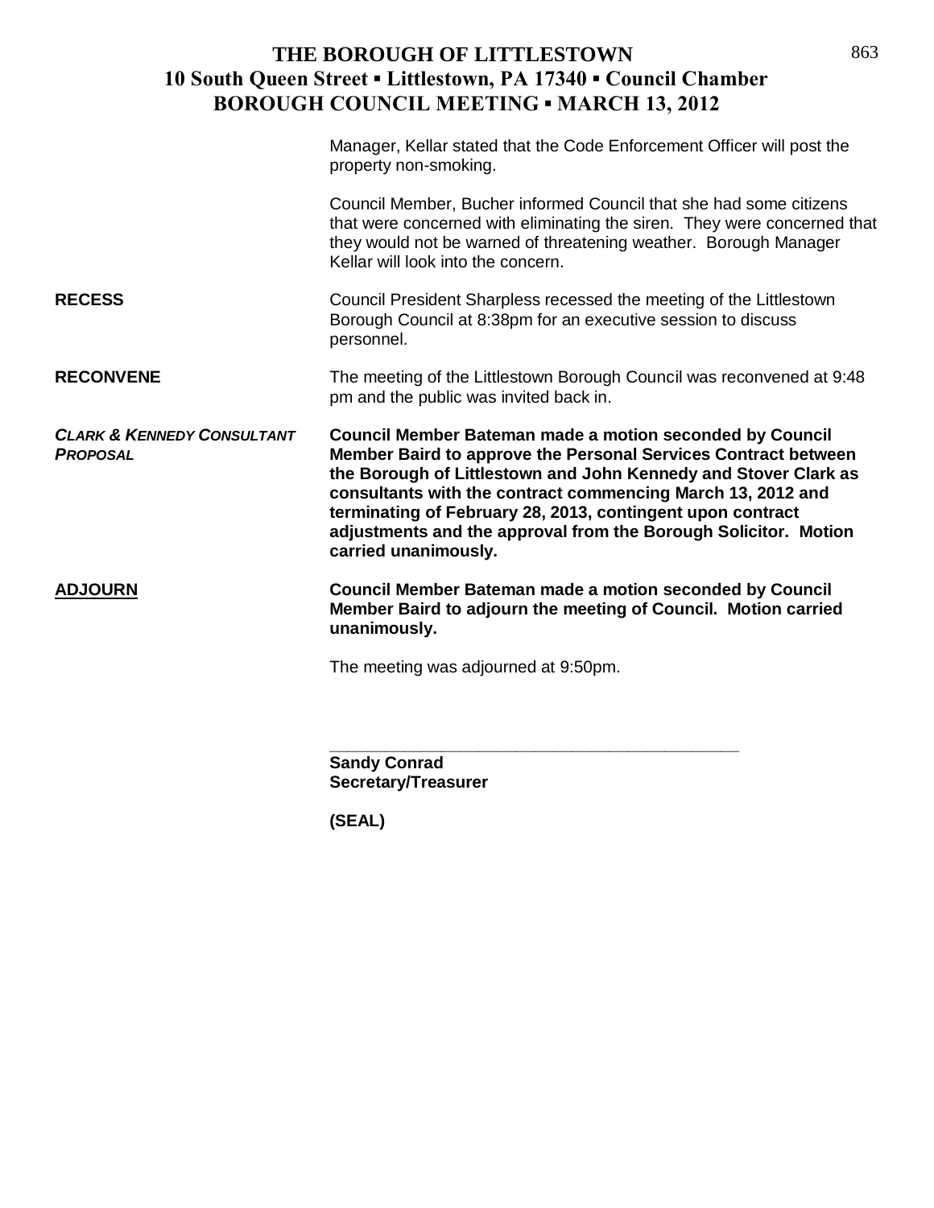Manager, Kellar stated that the Code Enforcement Officer will post the property non-smoking.

Council Member, Bucher informed Council that she had some citizens that were concerned with eliminating the siren. They were concerned that they would not be warned of threatening weather. Borough Manager Kellar will look into the concern.

**RECESS** Council President Sharpless recessed the meeting of the Littlestown Borough Council at 8:38pm for an executive session to discuss personnel.

**RECONVENE** The meeting of the Littlestown Borough Council was reconvened at 9:48 pm and the public was invited back in.

***CLARK & KENNEDY CONSULTANT PROPOSAL*** **Council Member Bateman made a motion seconded by Council Member Baird to approve the Personal Services Contract between the Borough of Littlestown and John Kennedy and Stover Clark as consultants with the contract commencing March 13, 2012 and terminating of February 28, 2013, contingent upon contract adjustments and the approval from the Borough Solicitor. Motion carried unanimously.**

**ADJOURN** **Council Member Bateman made a motion seconded by Council Member Baird to adjourn the meeting of Council. Motion carried unanimously.**

The meeting was adjourned at 9:50pm.

\_\_\_\_\_\_\_\_\_\_\_\_\_\_\_\_\_\_\_\_\_\_\_\_\_\_\_\_\_\_\_\_\_\_\_\_\_\_\_\_\_\_\_\_

**Sandy Conrad**
**Secretary/Treasurer**

**(SEAL)**